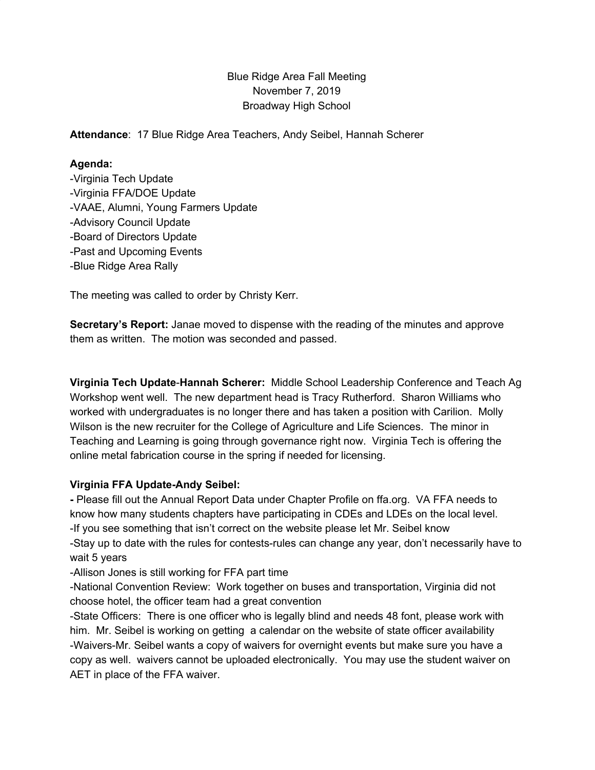Blue Ridge Area Fall Meeting
November 7, 2019
Broadway High School

**Attendance**: 17 Blue Ridge Area Teachers, Andy Seibel, Hannah Scherer

**Agenda:**
-Virginia Tech Update
-Virginia FFA/DOE Update
-VAAE, Alumni, Young Farmers Update
-Advisory Council Update
-Board of Directors Update
-Past and Upcoming Events
-Blue Ridge Area Rally

The meeting was called to order by Christy Kerr.

**Secretary's Report:** Janae moved to dispense with the reading of the minutes and approve them as written. The motion was seconded and passed.

**Virginia Tech Update-Hannah Scherer:** Middle School Leadership Conference and Teach Ag Workshop went well. The new department head is Tracy Rutherford. Sharon Williams who worked with undergraduates is no longer there and has taken a position with Carilion. Molly Wilson is the new recruiter for the College of Agriculture and Life Sciences. The minor in Teaching and Learning is going through governance right now. Virginia Tech is offering the online metal fabrication course in the spring if needed for licensing.

**Virginia FFA Update-Andy Seibel:**

**-** Please fill out the Annual Report Data under Chapter Profile on ffa.org. VA FFA needs to know how many students chapters have participating in CDEs and LDEs on the local level.
-If you see something that isn't correct on the website please let Mr. Seibel know
-Stay up to date with the rules for contests-rules can change any year, don't necessarily have to wait 5 years
-Allison Jones is still working for FFA part time
-National Convention Review: Work together on buses and transportation, Virginia did not choose hotel, the officer team had a great convention
-State Officers: There is one officer who is legally blind and needs 48 font, please work with him. Mr. Seibel is working on getting a calendar on the website of state officer availability
-Waivers-Mr. Seibel wants a copy of waivers for overnight events but make sure you have a copy as well. waivers cannot be uploaded electronically. You may use the student waiver on AET in place of the FFA waiver.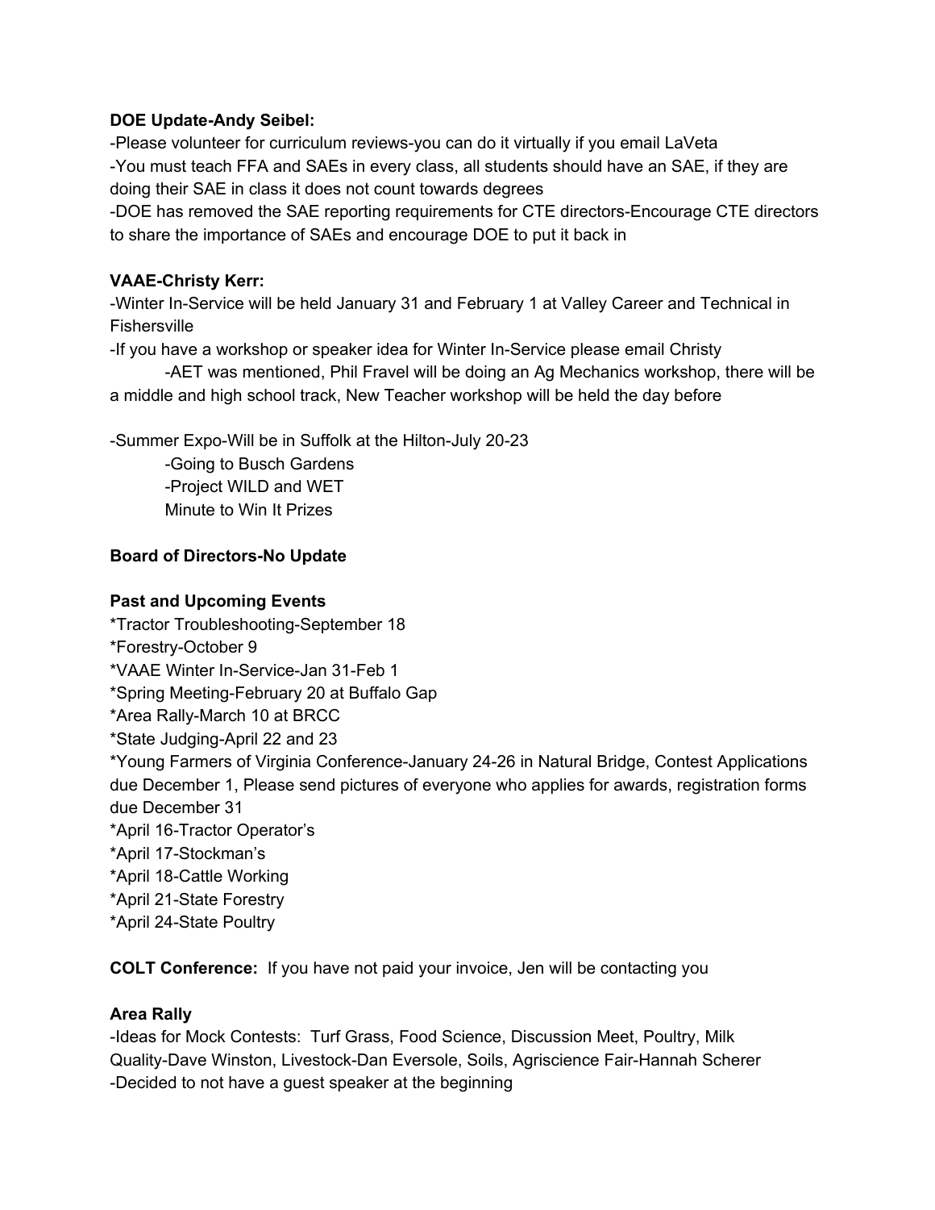**DOE Update-Andy Seibel:**

-Please volunteer for curriculum reviews-you can do it virtually if you email LaVeta

-You must teach FFA and SAEs in every class, all students should have an SAE, if they are doing their SAE in class it does not count towards degrees

-DOE has removed the SAE reporting requirements for CTE directors-Encourage CTE directors to share the importance of SAEs and encourage DOE to put it back in

**VAAE-Christy Kerr:**

-Winter In-Service will be held January 31 and February 1 at Valley Career and Technical in Fishersville

-If you have a workshop or speaker idea for Winter In-Service please email Christy

  -AET was mentioned, Phil Fravel will be doing an Ag Mechanics workshop, there will be a middle and high school track, New Teacher workshop will be held the day before

-Summer Expo-Will be in Suffolk at the Hilton-July 20-23

  -Going to Busch Gardens

  -Project WILD and WET

  Minute to Win It Prizes

**Board of Directors-No Update**

**Past and Upcoming Events**

*Tractor Troubleshooting-September 18

*Forestry-October 9

*VAAE Winter In-Service-Jan 31-Feb 1

*Spring Meeting-February 20 at Buffalo Gap

*Area Rally-March 10 at BRCC

*State Judging-April 22 and 23

*Young Farmers of Virginia Conference-January 24-26 in Natural Bridge, Contest Applications due December 1, Please send pictures of everyone who applies for awards, registration forms due December 31

*April 16-Tractor Operator's

*April 17-Stockman's

*April 18-Cattle Working

*April 21-State Forestry

*April 24-State Poultry

**COLT Conference:** If you have not paid your invoice, Jen will be contacting you

**Area Rally**

-Ideas for Mock Contests: Turf Grass, Food Science, Discussion Meet, Poultry, Milk Quality-Dave Winston, Livestock-Dan Eversole, Soils, Agriscience Fair-Hannah Scherer

-Decided to not have a guest speaker at the beginning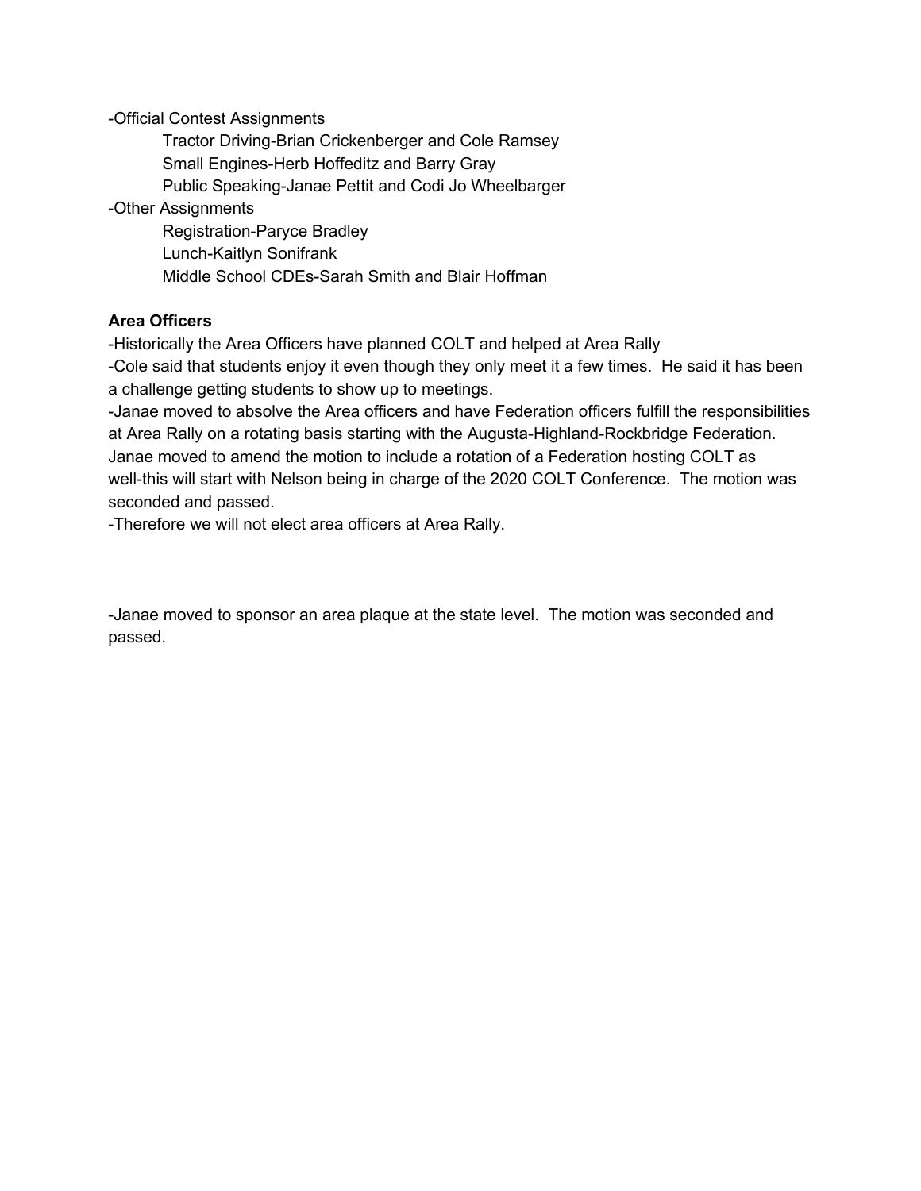-Official Contest Assignments

Tractor Driving-Brian Crickenberger and Cole Ramsey

Small Engines-Herb Hoffeditz and Barry Gray

Public Speaking-Janae Pettit and Codi Jo Wheelbarger

-Other Assignments

Registration-Paryce Bradley

Lunch-Kaitlyn Sonifrank

Middle School CDEs-Sarah Smith and Blair Hoffman

**Area Officers**

-Historically the Area Officers have planned COLT and helped at Area Rally

-Cole said that students enjoy it even though they only meet it a few times. He said it has been a challenge getting students to show up to meetings.

-Janae moved to absolve the Area officers and have Federation officers fulfill the responsibilities at Area Rally on a rotating basis starting with the Augusta-Highland-Rockbridge Federation. Janae moved to amend the motion to include a rotation of a Federation hosting COLT as well-this will start with Nelson being in charge of the 2020 COLT Conference. The motion was seconded and passed.

-Therefore we will not elect area officers at Area Rally.

-Janae moved to sponsor an area plaque at the state level. The motion was seconded and passed.